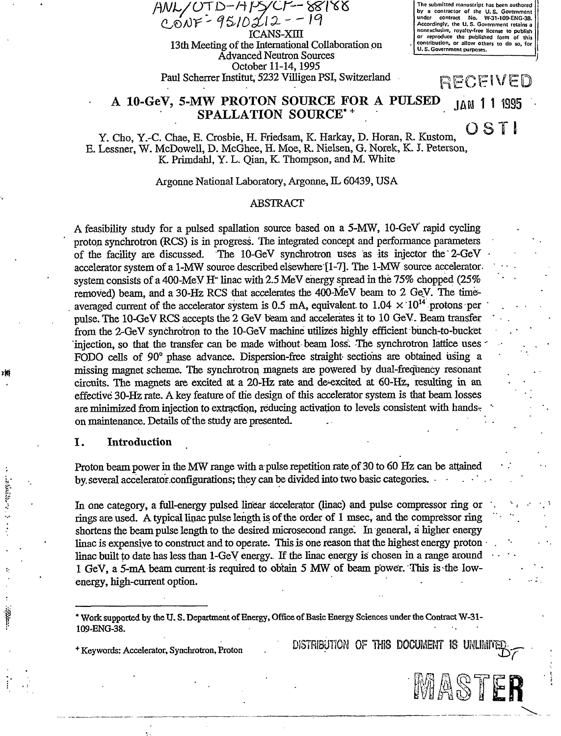ANL/OTD-APS/CP--88188
CONF-9510212--19

ICANS-XIII
13th Meeting of the International Collaboration on Advanced Neutron Sources
October 11-14, 1995
Paul Scherrer Institut, 5232 Villigen PSI, Switzerland

The submitted manuscript has been authored by a contractor of the U. S. Government under contract No. W-31-109-ENG-38. Accordingly, the U. S. Government retains a nonexclusive, royalty-free license to publish or reproduce the published form of this contribution, or allow others to do so, for U. S. Government purposes.

RECEIVED
JAN 11 1995
OSTI

# A 10-GeV, 5-MW PROTON SOURCE FOR A PULSED SPALLATION SOURCE*+

Y. Cho, Y.-C. Chae, E. Crosbie, H. Friedsam, K. Harkay, D. Horan, R. Kustom, E. Lessner, W. McDowell, D. McGhee, H. Moe, R. Nielsen, G. Norek, K. J. Peterson, K. Primdahl, Y. L. Qian, K. Thompson, and M. White

Argonne National Laboratory, Argonne, IL 60439, USA

## ABSTRACT

A feasibility study for a pulsed spallation source based on a 5-MW, 10-GeV rapid cycling proton synchrotron (RCS) is in progress. The integrated concept and performance parameters of the facility are discussed. The 10-GeV synchrotron uses as its injector the 2-GeV accelerator system of a 1-MW source described elsewhere [1-7]. The 1-MW source accelerator system consists of a 400-MeV $H^-$ linac with 2.5 MeV energy spread in the 75% chopped (25% removed) beam, and a 30-Hz RCS that accelerates the 400-MeV beam to 2 GeV. The time-averaged current of the accelerator system is 0.5 mA, equivalent to $1.04 \times 10^{14}$ protons per pulse. The 10-GeV RCS accepts the 2 GeV beam and accelerates it to 10 GeV. Beam transfer from the 2-GeV synchrotron to the 10-GeV machine utilizes highly efficient bunch-to-bucket injection, so that the transfer can be made without beam loss. The synchrotron lattice uses FODO cells of 90° phase advance. Dispersion-free straight sections are obtained using a missing magnet scheme. The synchrotron magnets are powered by dual-frequency resonant circuits. The magnets are excited at a 20-Hz rate and de-excited at 60-Hz, resulting in an effective 30-Hz rate. A key feature of the design of this accelerator system is that beam losses are minimized from injection to extraction, reducing activation to levels consistent with hands-on maintenance. Details of the study are presented.

## I. Introduction

Proton beam power in the MW range with a pulse repetition rate of 30 to 60 Hz can be attained by several accelerator configurations; they can be divided into two basic categories.

In one category, a full-energy pulsed linear accelerator (linac) and pulse compressor ring or rings are used. A typical linac pulse length is of the order of 1 msec, and the compressor ring shortens the beam pulse length to the desired microsecond range. In general, a higher energy linac is expensive to construct and to operate. This is one reason that the highest energy proton linac built to date has less than 1-GeV energy. If the linac energy is chosen in a range around 1 GeV, a 5-mA beam current is required to obtain 5 MW of beam power. This is the low-energy, high-current option.

---

* Work supported by the U. S. Department of Energy, Office of Basic Energy Sciences under the Contract W-31-109-ENG-38.

+ Keywords: Accelerator, Synchrotron, Proton

DISTRIBUTION OF THIS DOCUMENT IS UNLIMITED

MASTER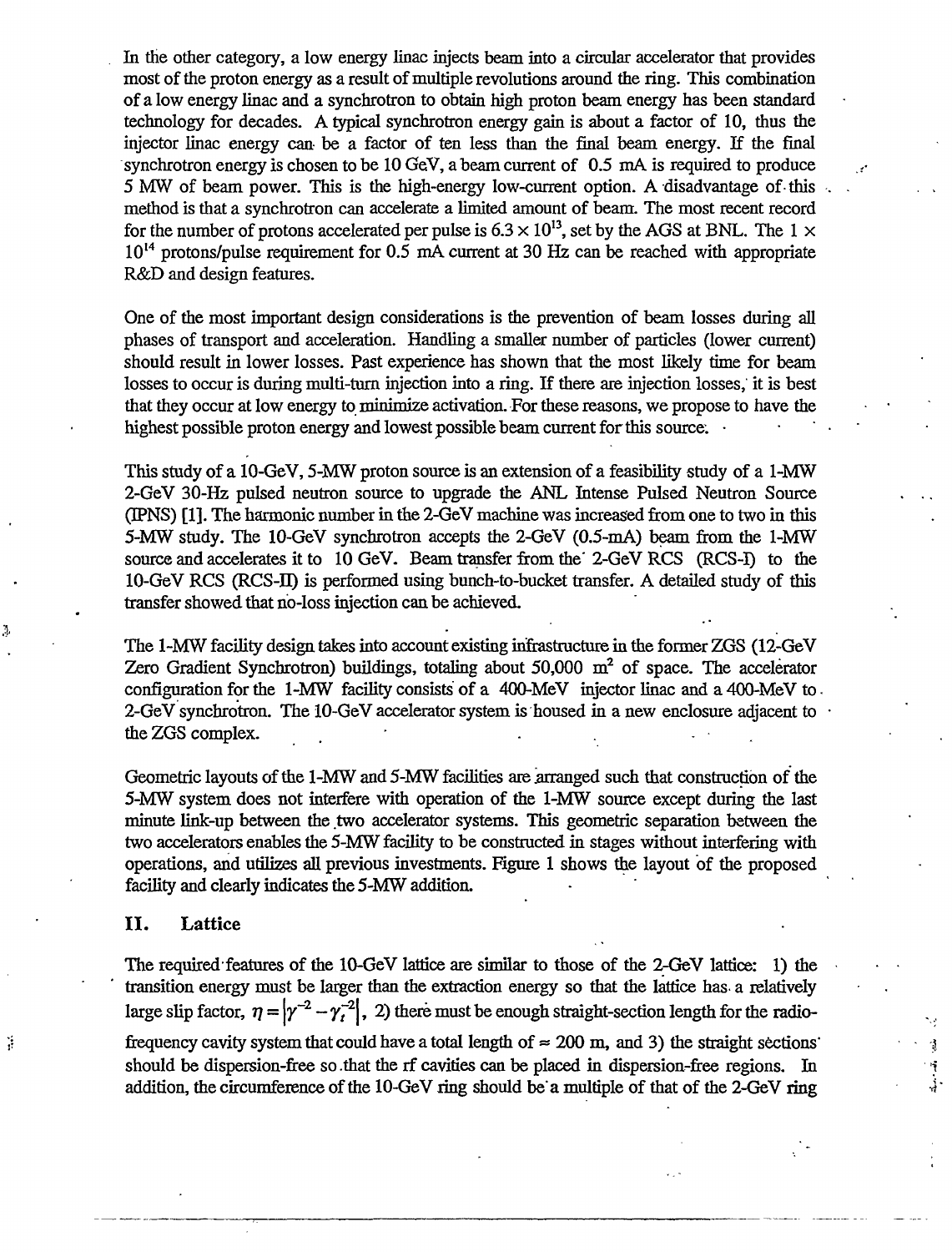In the other category, a low energy linac injects beam into a circular accelerator that provides most of the proton energy as a result of multiple revolutions around the ring. This combination of a low energy linac and a synchrotron to obtain high proton beam energy has been standard technology for decades. A typical synchrotron energy gain is about a factor of 10, thus the injector linac energy can be a factor of ten less than the final beam energy. If the final synchrotron energy is chosen to be 10 GeV, a beam current of 0.5 mA is required to produce 5 MW of beam power. This is the high-energy low-current option. A disadvantage of this method is that a synchrotron can accelerate a limited amount of beam. The most recent record for the number of protons accelerated per pulse is $6.3 \times 10^{13}$, set by the AGS at BNL. The $1 \times 10^{14}$ protons/pulse requirement for 0.5 mA current at 30 Hz can be reached with appropriate R&D and design features.

One of the most important design considerations is the prevention of beam losses during all phases of transport and acceleration. Handling a smaller number of particles (lower current) should result in lower losses. Past experience has shown that the most likely time for beam losses to occur is during multi-turn injection into a ring. If there are injection losses, it is best that they occur at low energy to minimize activation. For these reasons, we propose to have the highest possible proton energy and lowest possible beam current for this source.

This study of a 10-GeV, 5-MW proton source is an extension of a feasibility study of a 1-MW 2-GeV 30-Hz pulsed neutron source to upgrade the ANL Intense Pulsed Neutron Source (IPNS) [1]. The harmonic number in the 2-GeV machine was increased from one to two in this 5-MW study. The 10-GeV synchrotron accepts the 2-GeV (0.5-mA) beam from the 1-MW source and accelerates it to 10 GeV. Beam transfer from the 2-GeV RCS (RCS-I) to the 10-GeV RCS (RCS-II) is performed using bunch-to-bucket transfer. A detailed study of this transfer showed that no-loss injection can be achieved.

The 1-MW facility design takes into account existing infrastructure in the former ZGS (12-GeV Zero Gradient Synchrotron) buildings, totaling about 50,000 $m^2$ of space. The accelerator configuration for the 1-MW facility consists of a 400-MeV injector linac and a 400-MeV to 2-GeV synchrotron. The 10-GeV accelerator system is housed in a new enclosure adjacent to the ZGS complex.

Geometric layouts of the 1-MW and 5-MW facilities are arranged such that construction of the 5-MW system does not interfere with operation of the 1-MW source except during the last minute link-up between the two accelerator systems. This geometric separation between the two accelerators enables the 5-MW facility to be constructed in stages without interfering with operations, and utilizes all previous investments. Figure 1 shows the layout of the proposed facility and clearly indicates the 5-MW addition.

## II. Lattice

The required features of the 10-GeV lattice are similar to those of the 2-GeV lattice: 1) the transition energy must be larger than the extraction energy so that the lattice has a relatively large slip factor, $\eta = \left|\gamma^{-2} - \gamma_t^{-2}\right|$, 2) there must be enough straight-section length for the radio-frequency cavity system that could have a total length of $\approx$ 200 m, and 3) the straight sections should be dispersion-free so that the rf cavities can be placed in dispersion-free regions. In addition, the circumference of the 10-GeV ring should be a multiple of that of the 2-GeV ring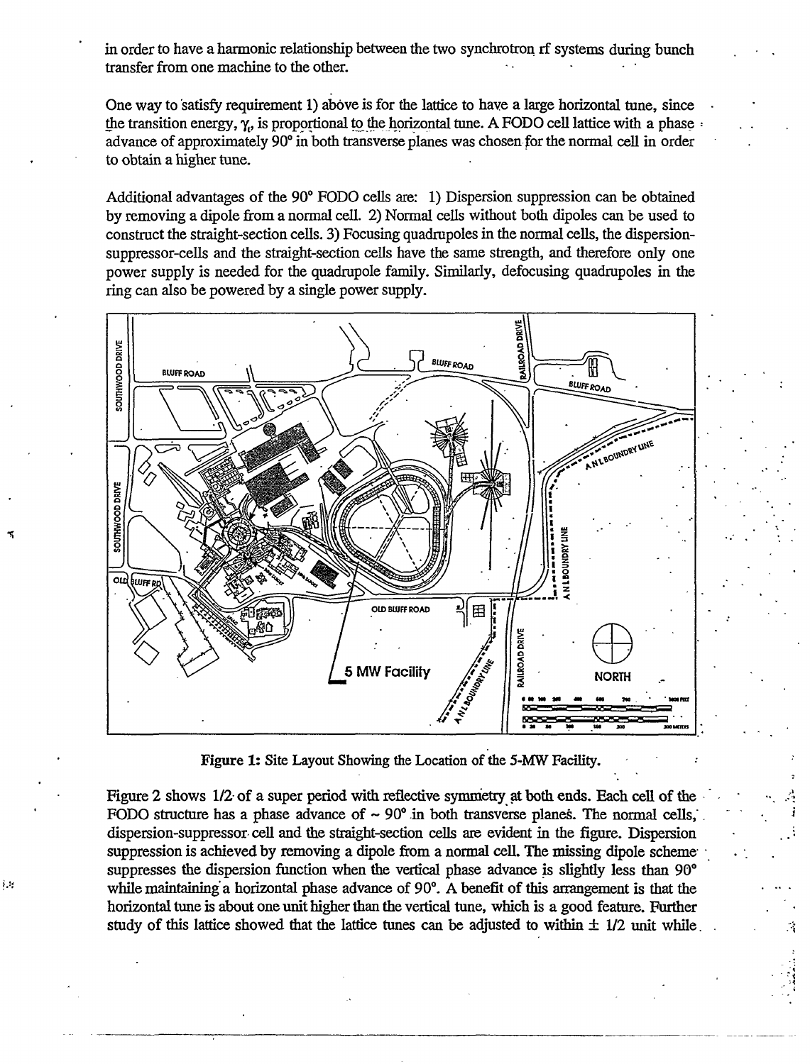in order to have a harmonic relationship between the two synchrotron rf systems during bunch transfer from one machine to the other.

One way to satisfy requirement 1) above is for the lattice to have a large horizontal tune, since the transition energy, $\gamma_t$, is proportional to the horizontal tune. A FODO cell lattice with a phase advance of approximately 90° in both transverse planes was chosen for the normal cell in order to obtain a higher tune.

Additional advantages of the 90° FODO cells are: 1) Dispersion suppression can be obtained by removing a dipole from a normal cell. 2) Normal cells without both dipoles can be used to construct the straight-section cells. 3) Focusing quadrupoles in the normal cells, the dispersion-suppressor-cells and the straight-section cells have the same strength, and therefore only one power supply is needed for the quadrupole family. Similarly, defocusing quadrupoles in the ring can also be powered by a single power supply.

**Figure 1:** Site Layout Showing the Location of the 5-MW Facility.

Figure 2 shows 1/2 of a super period with reflective symmetry at both ends. Each cell of the FODO structure has a phase advance of ~ 90° in both transverse planes. The normal cells, dispersion-suppressor cell and the straight-section cells are evident in the figure. Dispersion suppression is achieved by removing a dipole from a normal cell. The missing dipole scheme suppresses the dispersion function when the vertical phase advance is slightly less than 90° while maintaining a horizontal phase advance of 90°. A benefit of this arrangement is that the horizontal tune is about one unit higher than the vertical tune, which is a good feature. Further study of this lattice showed that the lattice tunes can be adjusted to within ± 1/2 unit while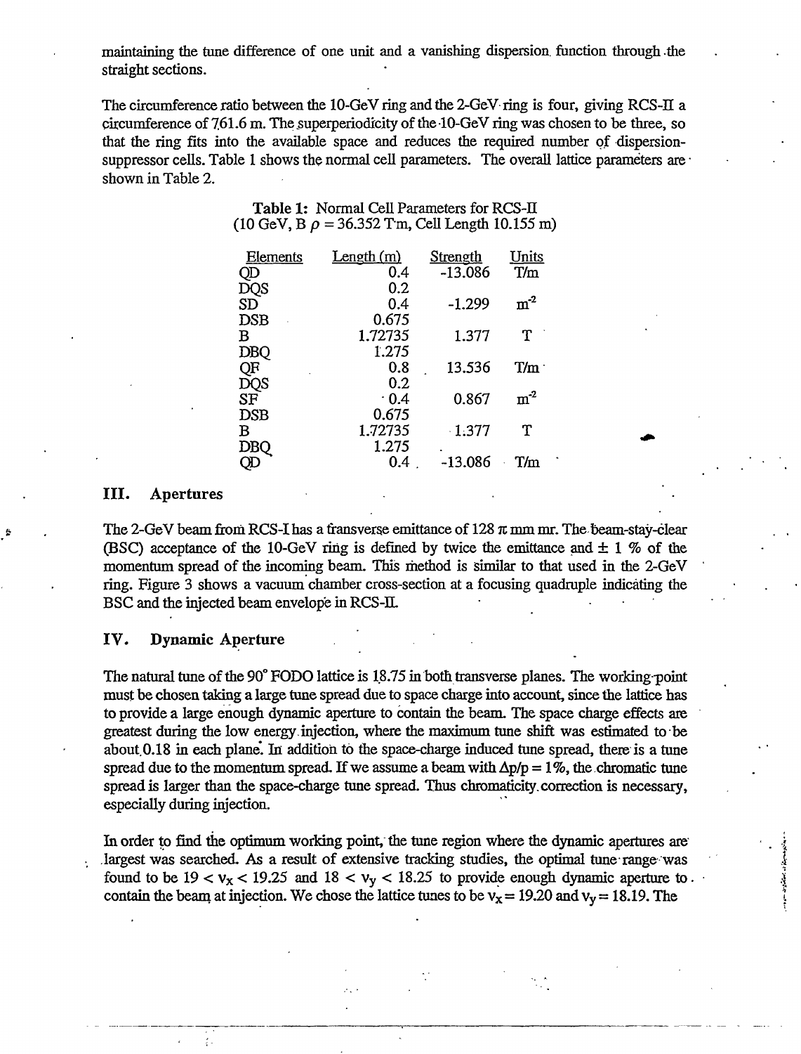maintaining the tune difference of one unit and a vanishing dispersion function through the straight sections.

The circumference ratio between the 10-GeV ring and the 2-GeV ring is four, giving RCS-II a circumference of 761.6 m. The superperiodicity of the 10-GeV ring was chosen to be three, so that the ring fits into the available space and reduces the required number of dispersion-suppressor cells. Table 1 shows the normal cell parameters. The overall lattice parameters are shown in Table 2.

**Table 1:** Normal Cell Parameters for RCS-II
(10 GeV, B $\rho$ = 36.352 T·m, Cell Length 10.155 m)

| Elements | Length (m) | Strength | Units |
|---|---|---|---|
| QD | 0.4 | -13.086 | T/m |
| DQS | 0.2 | | |
| SD | 0.4 | -1.299 | m$^{-2}$ |
| DSB | 0.675 | | |
| B | 1.72735 | 1.377 | T |
| DBQ | 1.275 | | |
| QF | 0.8 | 13.536 | T/m |
| DQS | 0.2 | | |
| SF | 0.4 | 0.867 | m$^{-2}$ |
| DSB | 0.675 | | |
| B | 1.72735 | 1.377 | T |
| DBQ | 1.275 | | |
| QD | 0.4 | -13.086 | T/m |

## III. Apertures

The 2-GeV beam from RCS-I has a transverse emittance of 128 $\pi$ mm mr. The beam-stay-clear (BSC) acceptance of the 10-GeV ring is defined by twice the emittance and ± 1 % of the momentum spread of the incoming beam. This method is similar to that used in the 2-GeV ring. Figure 3 shows a vacuum chamber cross-section at a focusing quadruple indicating the BSC and the injected beam envelope in RCS-II.

## IV. Dynamic Aperture

The natural tune of the 90° FODO lattice is 18.75 in both transverse planes. The working-point must be chosen taking a large tune spread due to space charge into account, since the lattice has to provide a large enough dynamic aperture to contain the beam. The space charge effects are greatest during the low energy injection, where the maximum tune shift was estimated to be about 0.18 in each plane. In addition to the space-charge induced tune spread, there is a tune spread due to the momentum spread. If we assume a beam with $\Delta p/p = 1\%$, the chromatic tune spread is larger than the space-charge tune spread. Thus chromaticity correction is necessary, especially during injection.

In order to find the optimum working point, the tune region where the dynamic apertures are largest was searched. As a result of extensive tracking studies, the optimal tune range was found to be $19 < \nu_x < 19.25$ and $18 < \nu_y < 18.25$ to provide enough dynamic aperture to contain the beam at injection. We chose the lattice tunes to be $\nu_x = 19.20$ and $\nu_y = 18.19$. The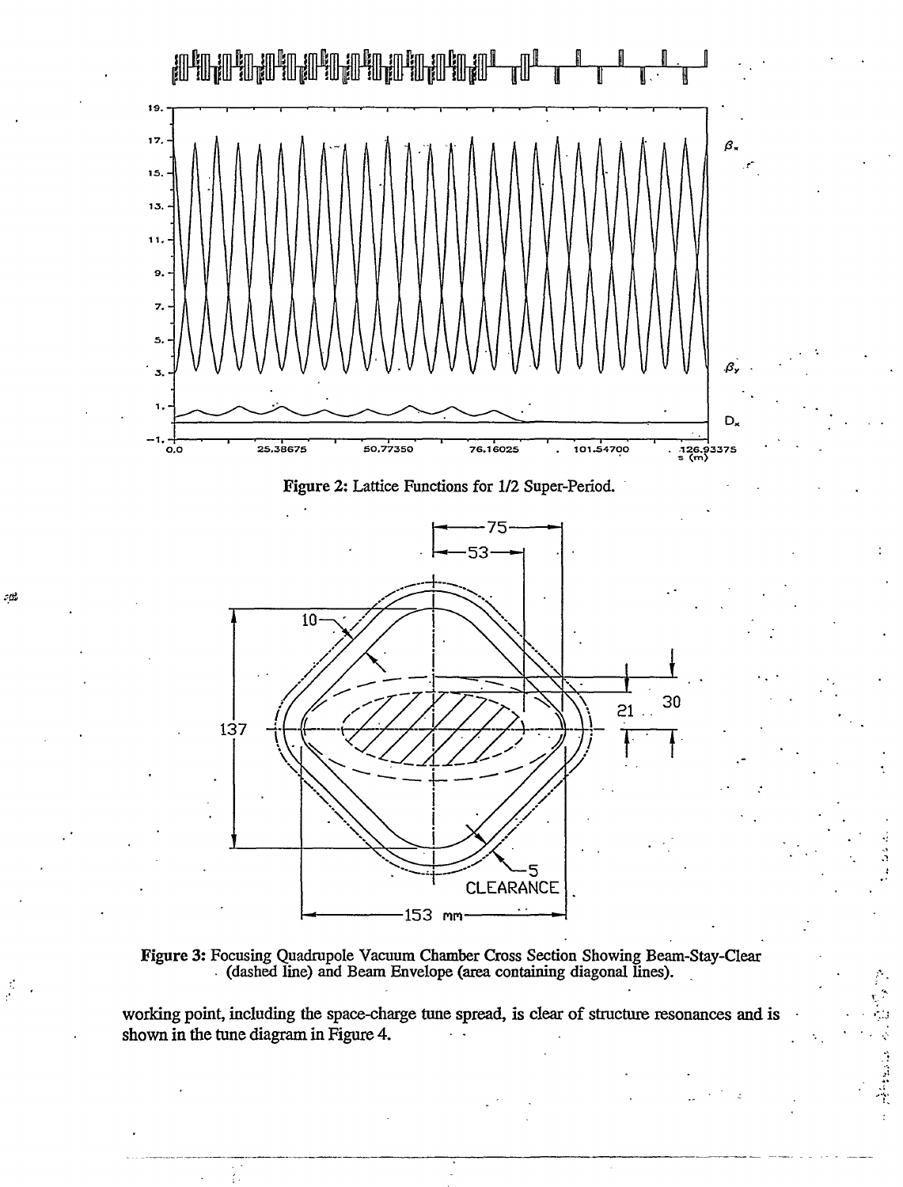Figure 2: Lattice Functions for 1/2 Super-Period.

Figure 3: Focusing Quadrupole Vacuum Chamber Cross Section Showing Beam-Stay-Clear (dashed line) and Beam Envelope (area containing diagonal lines).

working point, including the space-charge tune spread, is clear of structure resonances and is shown in the tune diagram in Figure 4.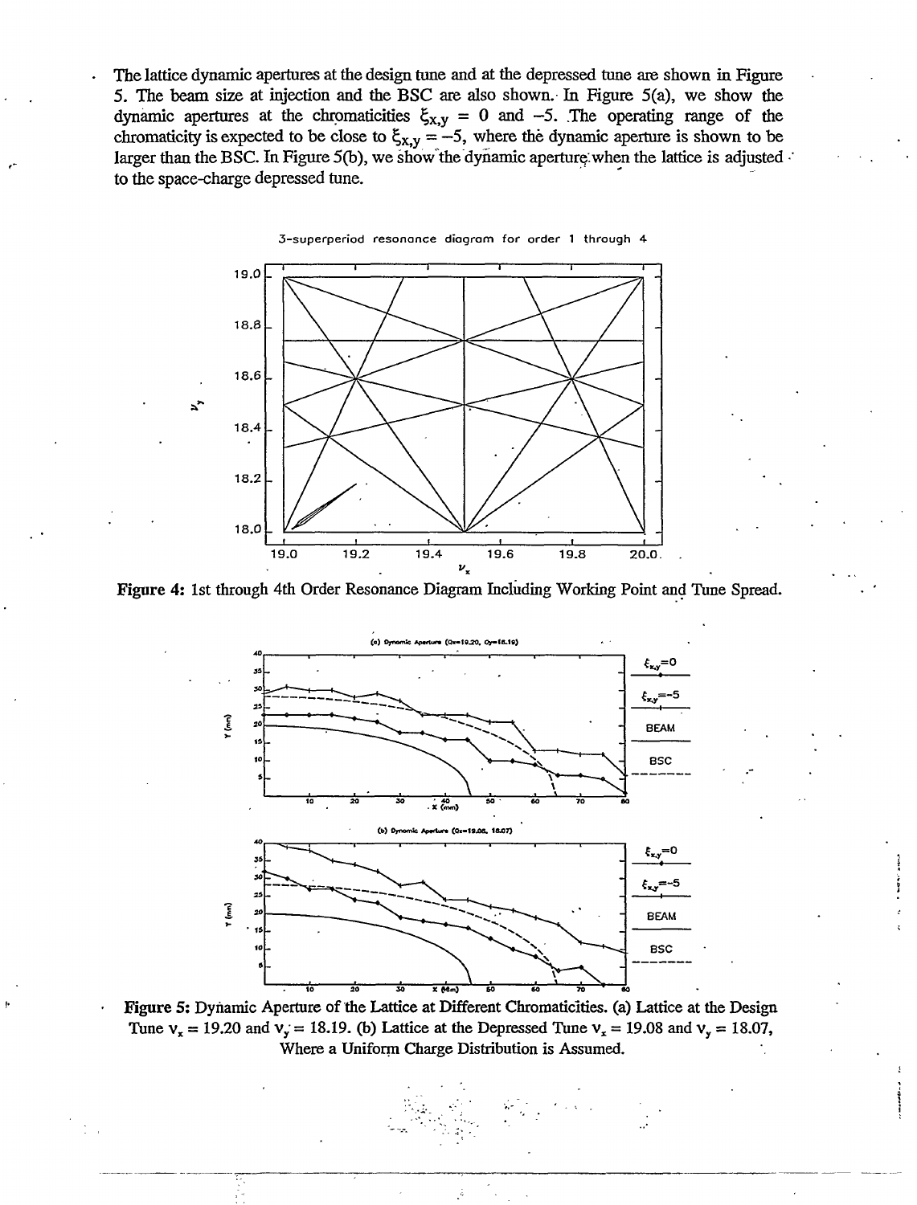The lattice dynamic apertures at the design tune and at the depressed tune are shown in Figure 5. The beam size at injection and the BSC are also shown. In Figure 5(a), we show the dynamic apertures at the chromaticities $\xi_{x,y} = 0$ and $-5$. The operating range of the chromaticity is expected to be close to $\xi_{x,y} = -5$, where the dynamic aperture is shown to be larger than the BSC. In Figure 5(b), we show the dynamic aperture when the lattice is adjusted to the space-charge depressed tune.

**Figure 4:** 1st through 4th Order Resonance Diagram Including Working Point and Tune Spread.

**Figure 5:** Dynamic Aperture of the Lattice at Different Chromaticities. (a) Lattice at the Design Tune $\nu_x = 19.20$ and $\nu_y = 18.19$. (b) Lattice at the Depressed Tune $\nu_x = 19.08$ and $\nu_y = 18.07$, Where a Uniform Charge Distribution is Assumed.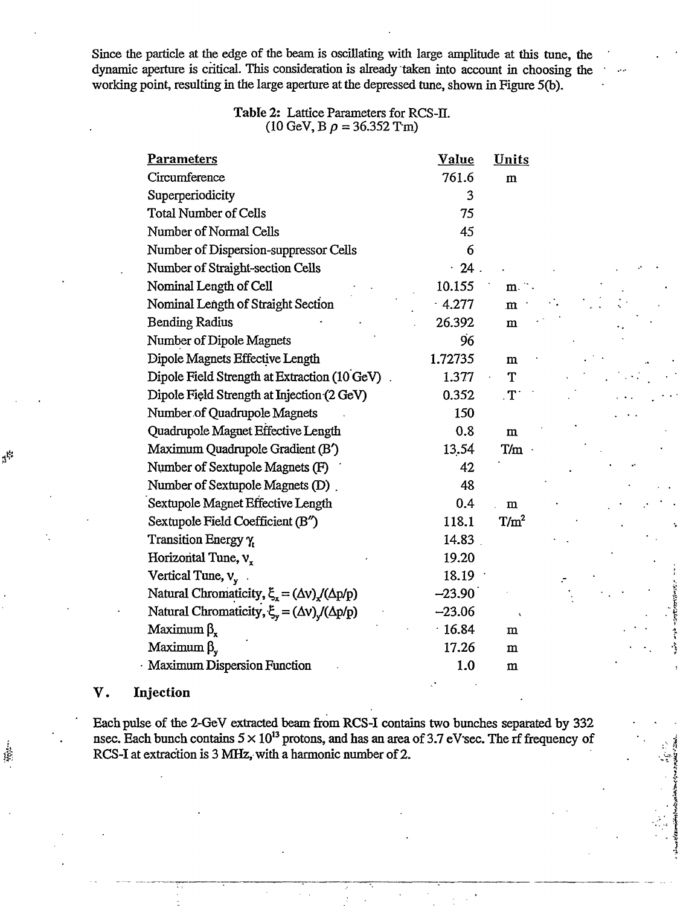Since the particle at the edge of the beam is oscillating with large amplitude at this tune, the dynamic aperture is critical. This consideration is already taken into account in choosing the working point, resulting in the large aperture at the depressed tune, shown in Figure 5(b).

Table 2: Lattice Parameters for RCS-II.
(10 GeV, B $\rho$ = 36.352 T·m)

| Parameters | Value | Units |
|---|---|---|
| Circumference | 761.6 | m |
| Superperiodicity | 3 | |
| Total Number of Cells | 75 | |
| Number of Normal Cells | 45 | |
| Number of Dispersion-suppressor Cells | 6 | |
| Number of Straight-section Cells | 24 | |
| Nominal Length of Cell | 10.155 | m |
| Nominal Length of Straight Section | 4.277 | m |
| Bending Radius | 26.392 | m |
| Number of Dipole Magnets | 96 | |
| Dipole Magnets Effective Length | 1.72735 | m |
| Dipole Field Strength at Extraction (10 GeV) | 1.377 | T |
| Dipole Field Strength at Injection (2 GeV) | 0.352 | T |
| Number of Quadrupole Magnets | 150 | |
| Quadrupole Magnet Effective Length | 0.8 | m |
| Maximum Quadrupole Gradient (B′) | 13.54 | T/m |
| Number of Sextupole Magnets (F) | 42 | |
| Number of Sextupole Magnets (D) | 48 | |
| Sextupole Magnet Effective Length | 0.4 | m |
| Sextupole Field Coefficient (B″) | 118.1 | T/m$^2$ |
| Transition Energy $\gamma_t$ | 14.83 | |
| Horizontal Tune, $\nu_x$ | 19.20 | |
| Vertical Tune, $\nu_y$ | 18.19 | |
| Natural Chromaticity, $\xi_x = (\Delta\nu)_x/(\Delta p/p)$ | −23.90 | |
| Natural Chromaticity, $\xi_y = (\Delta\nu)_y/(\Delta p/p)$ | −23.06 | |
| Maximum $\beta_x$ | 16.84 | m |
| Maximum $\beta_y$ | 17.26 | m |
| Maximum Dispersion Function | 1.0 | m |

## V. Injection

Each pulse of the 2-GeV extracted beam from RCS-I contains two bunches separated by 332 nsec. Each bunch contains $5 \times 10^{13}$ protons, and has an area of 3.7 eV·sec. The rf frequency of RCS-I at extraction is 3 MHz, with a harmonic number of 2.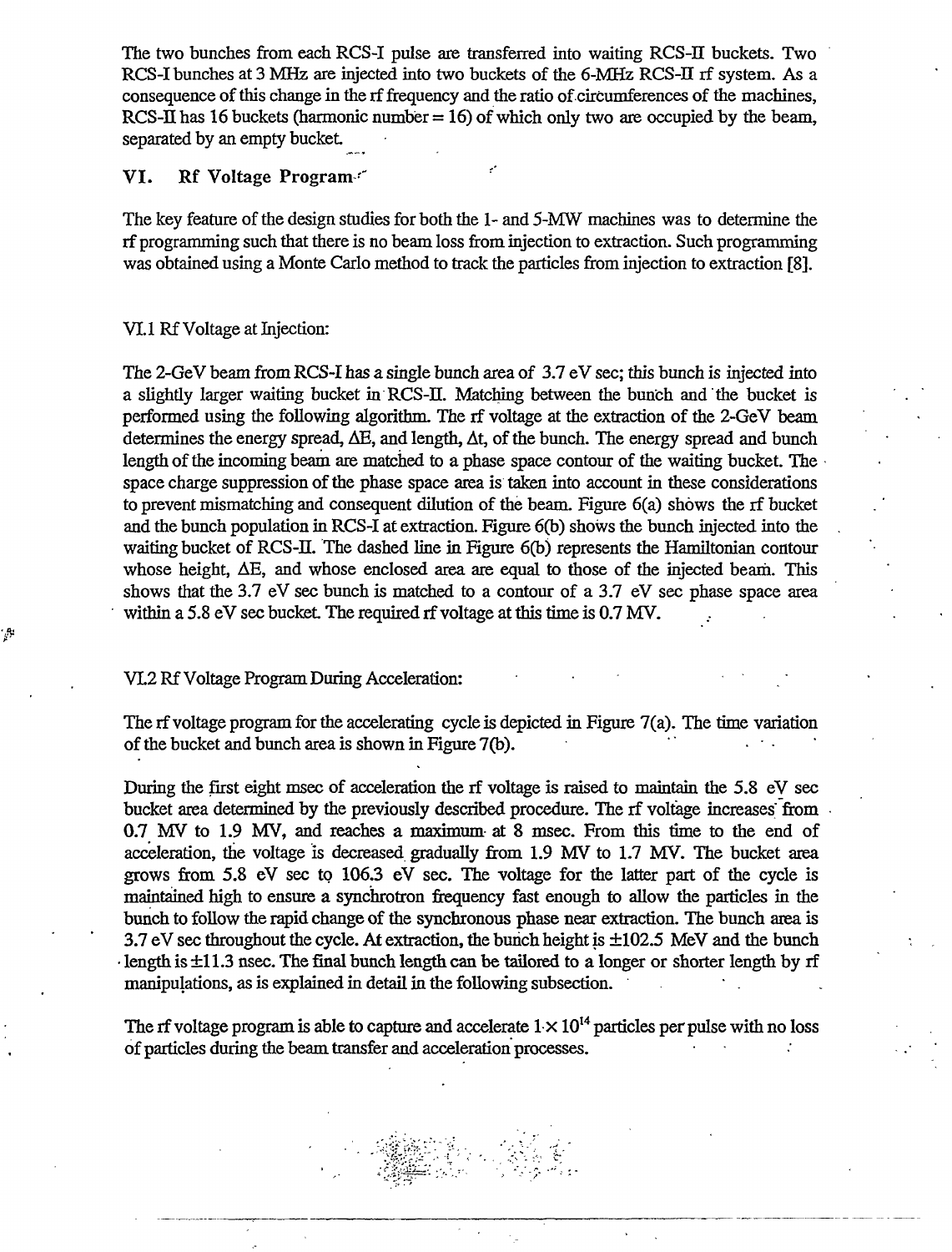The two bunches from each RCS-I pulse are transferred into waiting RCS-II buckets. Two RCS-I bunches at 3 MHz are injected into two buckets of the 6-MHz RCS-II rf system. As a consequence of this change in the rf frequency and the ratio of circumferences of the machines, RCS-II has 16 buckets (harmonic number = 16) of which only two are occupied by the beam, separated by an empty bucket.

## VI. Rf Voltage Program

The key feature of the design studies for both the 1- and 5-MW machines was to determine the rf programming such that there is no beam loss from injection to extraction. Such programming was obtained using a Monte Carlo method to track the particles from injection to extraction [8].

### VI.1 Rf Voltage at Injection:

The 2-GeV beam from RCS-I has a single bunch area of 3.7 eV sec; this bunch is injected into a slightly larger waiting bucket in RCS-II. Matching between the bunch and the bucket is performed using the following algorithm. The rf voltage at the extraction of the 2-GeV beam determines the energy spread, $\Delta E$, and length, $\Delta t$, of the bunch. The energy spread and bunch length of the incoming beam are matched to a phase space contour of the waiting bucket. The space charge suppression of the phase space area is taken into account in these considerations to prevent mismatching and consequent dilution of the beam. Figure 6(a) shows the rf bucket and the bunch population in RCS-I at extraction. Figure 6(b) shows the bunch injected into the waiting bucket of RCS-II. The dashed line in Figure 6(b) represents the Hamiltonian contour whose height, $\Delta E$, and whose enclosed area are equal to those of the injected beam. This shows that the 3.7 eV sec bunch is matched to a contour of a 3.7 eV sec phase space area within a 5.8 eV sec bucket. The required rf voltage at this time is 0.7 MV.

### VI.2 Rf Voltage Program During Acceleration:

The rf voltage program for the accelerating cycle is depicted in Figure 7(a). The time variation of the bucket and bunch area is shown in Figure 7(b).

During the first eight msec of acceleration the rf voltage is raised to maintain the 5.8 eV sec bucket area determined by the previously described procedure. The rf voltage increases from 0.7 MV to 1.9 MV, and reaches a maximum at 8 msec. From this time to the end of acceleration, the voltage is decreased gradually from 1.9 MV to 1.7 MV. The bucket area grows from 5.8 eV sec to 106.3 eV sec. The voltage for the latter part of the cycle is maintained high to ensure a synchrotron frequency fast enough to allow the particles in the bunch to follow the rapid change of the synchronous phase near extraction. The bunch area is 3.7 eV sec throughout the cycle. At extraction, the bunch height is $\pm 102.5$ MeV and the bunch length is $\pm 11.3$ nsec. The final bunch length can be tailored to a longer or shorter length by rf manipulations, as is explained in detail in the following subsection.

The rf voltage program is able to capture and accelerate $1 \cdot \times 10^{14}$ particles per pulse with no loss of particles during the beam transfer and acceleration processes.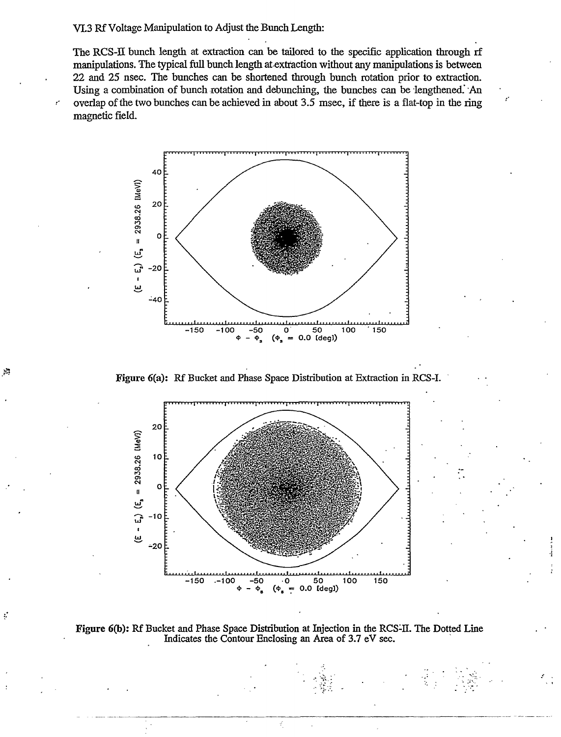## VI.3 Rf Voltage Manipulation to Adjust the Bunch Length:

The RCS-II bunch length at extraction can be tailored to the specific application through rf manipulations. The typical full bunch length at extraction without any manipulations is between 22 and 25 nsec. The bunches can be shortened through bunch rotation prior to extraction. Using a combination of bunch rotation and debunching, the bunches can be lengthened. An overlap of the two bunches can be achieved in about 3.5 msec, if there is a flat-top in the ring magnetic field.

**Figure 6(a):** Rf Bucket and Phase Space Distribution at Extraction in RCS-I.

**Figure 6(b):** Rf Bucket and Phase Space Distribution at Injection in the RCS-II. The Dotted Line Indicates the Contour Enclosing an Area of 3.7 eV sec.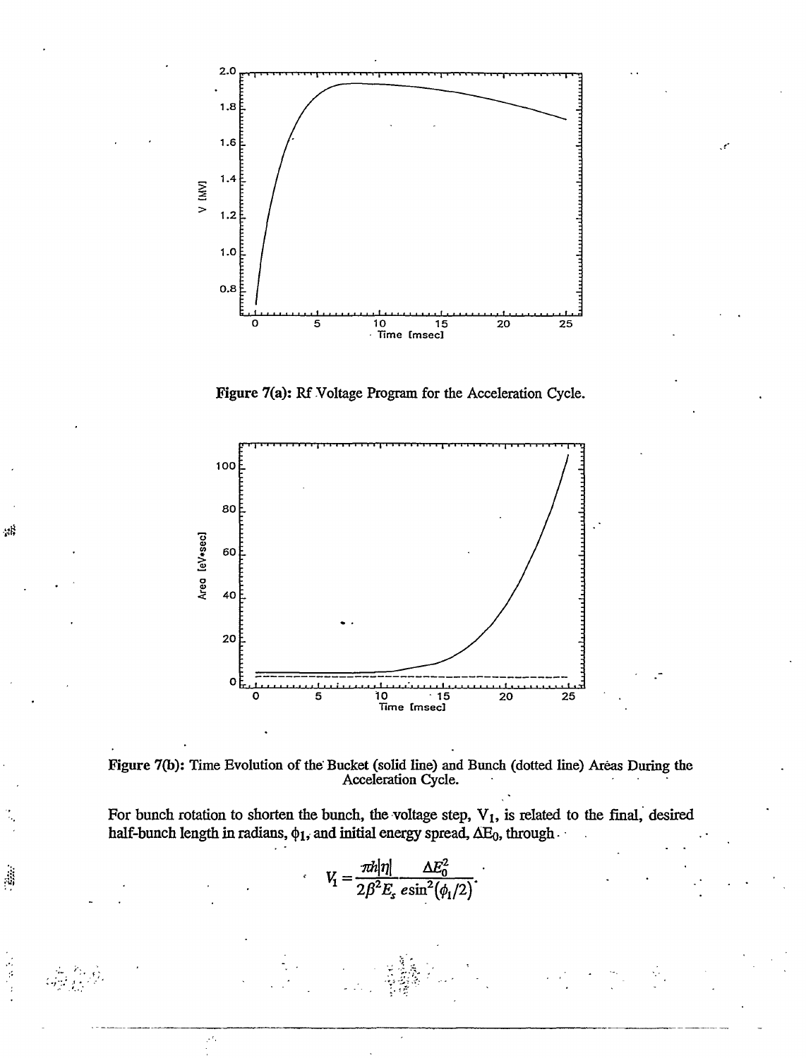Figure 7(a): Rf Voltage Program for the Acceleration Cycle.

Figure 7(b): Time Evolution of the Bucket (solid line) and Bunch (dotted line) Areas During the Acceleration Cycle.

For bunch rotation to shorten the bunch, the voltage step, $V_1$, is related to the final, desired half-bunch length in radians, $\phi_1$, and initial energy spread, $\Delta E_0$, through

$$V_1 = \frac{\pi h|\eta|}{2\beta^2 E_s} \frac{\Delta E_0^2}{e \sin^2(\phi_1/2)}.$$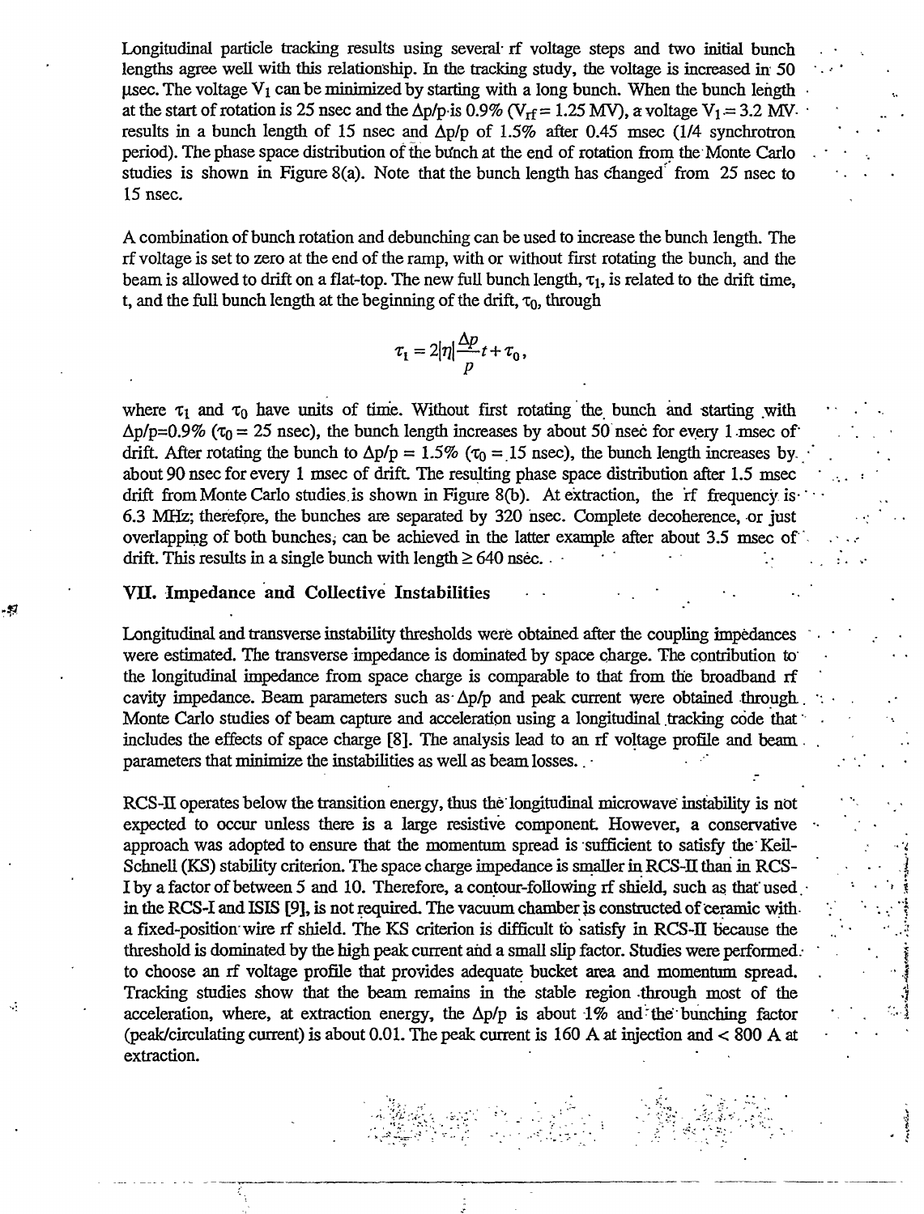Longitudinal particle tracking results using several rf voltage steps and two initial bunch lengths agree well with this relationship. In the tracking study, the voltage is increased in 50 μsec. The voltage $V_1$ can be minimized by starting with a long bunch. When the bunch length at the start of rotation is 25 nsec and the $\Delta p/p$ is 0.9% ($V_{rf} = 1.25$ MV), a voltage $V_1 = 3.2$ MV results in a bunch length of 15 nsec and $\Delta p/p$ of 1.5% after 0.45 msec (1/4 synchrotron period). The phase space distribution of the bunch at the end of rotation from the Monte Carlo studies is shown in Figure 8(a). Note that the bunch length has changed from 25 nsec to 15 nsec.

A combination of bunch rotation and debunching can be used to increase the bunch length. The rf voltage is set to zero at the end of the ramp, with or without first rotating the bunch, and the beam is allowed to drift on a flat-top. The new full bunch length, $\tau_1$, is related to the drift time, t, and the full bunch length at the beginning of the drift, $\tau_0$, through

$$\tau_1 = 2|\eta|\frac{\Delta p}{p}t + \tau_0,$$

where $\tau_1$ and $\tau_0$ have units of time. Without first rotating the bunch and starting with $\Delta p/p=0.9\%$ ($\tau_0 = 25$ nsec), the bunch length increases by about 50 nsec for every 1 msec of drift. After rotating the bunch to $\Delta p/p = 1.5\%$ ($\tau_0 = 15$ nsec), the bunch length increases by about 90 nsec for every 1 msec of drift. The resulting phase space distribution after 1.5 msec drift from Monte Carlo studies is shown in Figure 8(b). At extraction, the rf frequency is 6.3 MHz; therefore, the bunches are separated by 320 nsec. Complete decoherence, or just overlapping of both bunches, can be achieved in the latter example after about 3.5 msec of drift. This results in a single bunch with length ≥ 640 nsec.

## VII. Impedance and Collective Instabilities

Longitudinal and transverse instability thresholds were obtained after the coupling impedances were estimated. The transverse impedance is dominated by space charge. The contribution to the longitudinal impedance from space charge is comparable to that from the broadband rf cavity impedance. Beam parameters such as $\Delta p/p$ and peak current were obtained through Monte Carlo studies of beam capture and acceleration using a longitudinal tracking code that includes the effects of space charge [8]. The analysis lead to an rf voltage profile and beam parameters that minimize the instabilities as well as beam losses.

RCS-II operates below the transition energy, thus the longitudinal microwave instability is not expected to occur unless there is a large resistive component. However, a conservative approach was adopted to ensure that the momentum spread is sufficient to satisfy the Keil-Schnell (KS) stability criterion. The space charge impedance is smaller in RCS-II than in RCS-I by a factor of between 5 and 10. Therefore, a contour-following rf shield, such as that used in the RCS-I and ISIS [9], is not required. The vacuum chamber is constructed of ceramic with a fixed-position wire rf shield. The KS criterion is difficult to satisfy in RCS-II because the threshold is dominated by the high peak current and a small slip factor. Studies were performed to choose an rf voltage profile that provides adequate bucket area and momentum spread. Tracking studies show that the beam remains in the stable region through most of the acceleration, where, at extraction energy, the $\Delta p/p$ is about 1% and the bunching factor (peak/circulating current) is about 0.01. The peak current is 160 A at injection and < 800 A at extraction.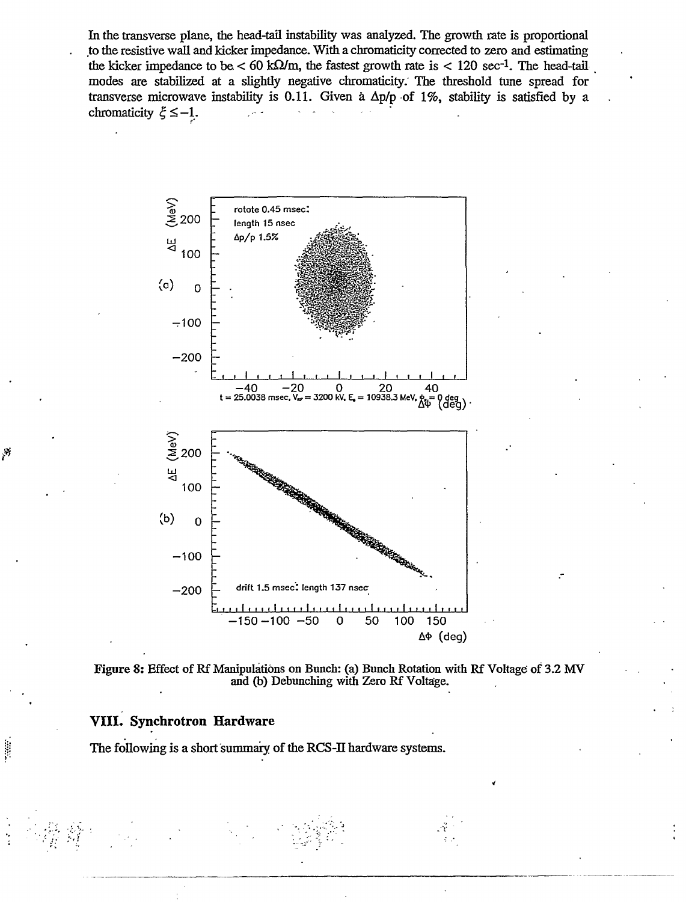In the transverse plane, the head-tail instability was analyzed. The growth rate is proportional to the resistive wall and kicker impedance. With a chromaticity corrected to zero and estimating the kicker impedance to be $< 60$ kΩ/m, the fastest growth rate is $< 120$ sec$^{-1}$. The head-tail modes are stabilized at a slightly negative chromaticity. The threshold tune spread for transverse microwave instability is 0.11. Given a $\Delta p/p$ of 1%, stability is satisfied by a chromaticity $\xi \leq -1$.

**Figure 8:** Effect of Rf Manipulations on Bunch: (a) Bunch Rotation with Rf Voltage of 3.2 MV and (b) Debunching with Zero Rf Voltage.

## VIII. Synchrotron Hardware

The following is a short summary of the RCS-II hardware systems.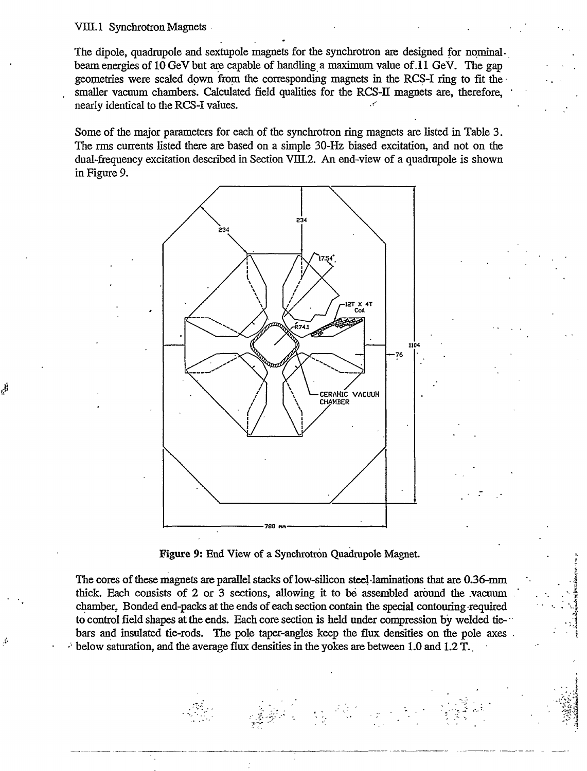### VIII.1 Synchrotron Magnets

The dipole, quadrupole and sextupole magnets for the synchrotron are designed for nominal beam energies of 10 GeV but are capable of handling a maximum value of 11 GeV. The gap geometries were scaled down from the corresponding magnets in the RCS-I ring to fit the smaller vacuum chambers. Calculated field qualities for the RCS-II magnets are, therefore, nearly identical to the RCS-I values.

Some of the major parameters for each of the synchrotron ring magnets are listed in Table 3. The rms currents listed there are based on a simple 30-Hz biased excitation, and not on the dual-frequency excitation described in Section VIII.2. An end-view of a quadrupole is shown in Figure 9.

**Figure 9:** End View of a Synchrotron Quadrupole Magnet.

The cores of these magnets are parallel stacks of low-silicon steel laminations that are 0.36-mm thick. Each consists of 2 or 3 sections, allowing it to be assembled around the vacuum chamber. Bonded end-packs at the ends of each section contain the special contouring required to control field shapes at the ends. Each core section is held under compression by welded tie-bars and insulated tie-rods. The pole taper-angles keep the flux densities on the pole axes below saturation, and the average flux densities in the yokes are between 1.0 and 1.2 T.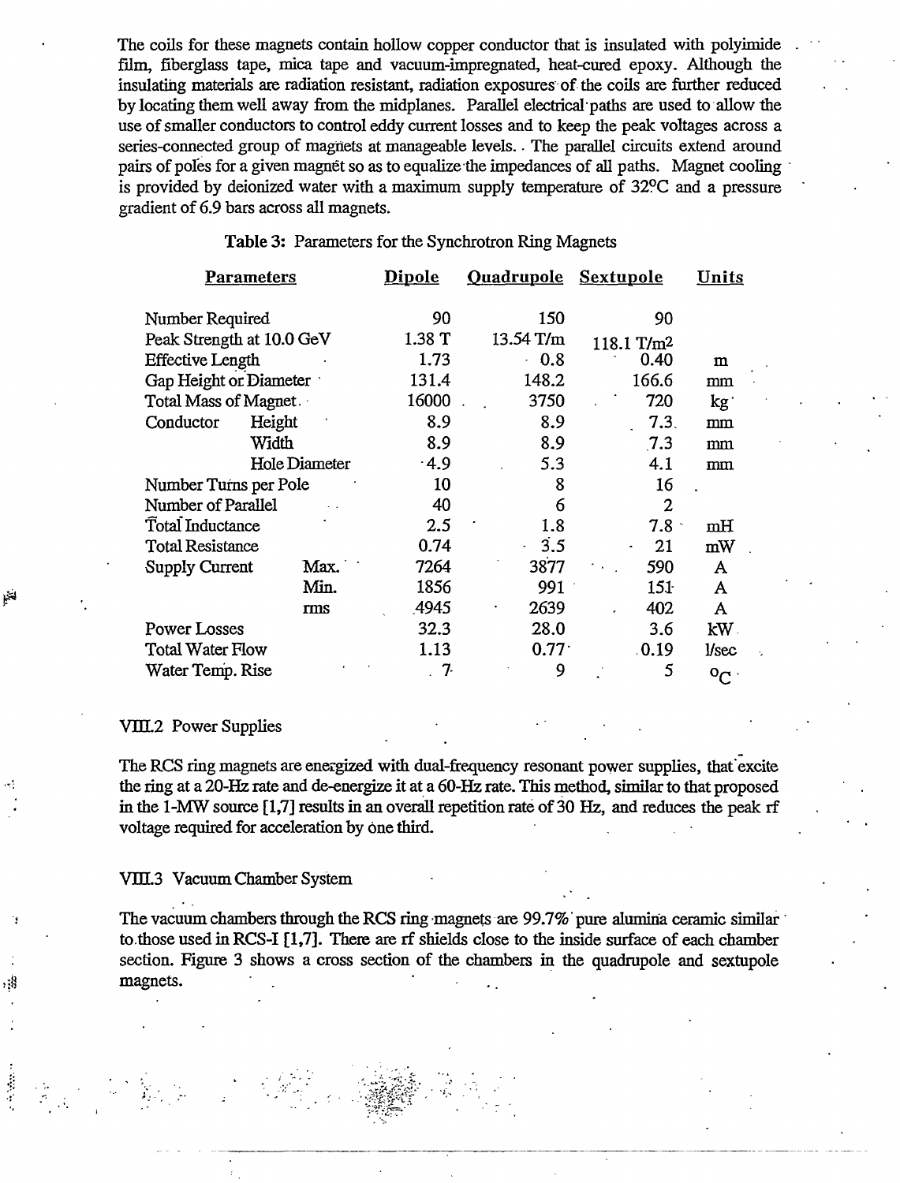The coils for these magnets contain hollow copper conductor that is insulated with polyimide film, fiberglass tape, mica tape and vacuum-impregnated, heat-cured epoxy. Although the insulating materials are radiation resistant, radiation exposures of the coils are further reduced by locating them well away from the midplanes. Parallel electrical paths are used to allow the use of smaller conductors to control eddy current losses and to keep the peak voltages across a series-connected group of magnets at manageable levels. The parallel circuits extend around pairs of poles for a given magnet so as to equalize the impedances of all paths. Magnet cooling is provided by deionized water with a maximum supply temperature of 32°C and a pressure gradient of 6.9 bars across all magnets.

**Table 3:** Parameters for the Synchrotron Ring Magnets

| Parameters | | Dipole | Quadrupole | Sextupole | Units |
|---|---|---|---|---|---|
| Number Required | | 90 | 150 | 90 | |
| Peak Strength at 10.0 GeV | | 1.38 T | 13.54 T/m | 118.1 T/m$^2$ | |
| Effective Length | | 1.73 | 0.8 | 0.40 | m |
| Gap Height or Diameter | | 131.4 | 148.2 | 166.6 | mm |
| Total Mass of Magnet | | 16000 | 3750 | 720 | kg |
| Conductor | Height | 8.9 | 8.9 | 7.3 | mm |
| | Width | 8.9 | 8.9 | 7.3 | mm |
| | Hole Diameter | 4.9 | 5.3 | 4.1 | mm |
| Number Turns per Pole | | 10 | 8 | 16 | |
| Number of Parallel | | 40 | 6 | 2 | |
| Total Inductance | | 2.5 | 1.8 | 7.8 | mH |
| Total Resistance | | 0.74 | 3.5 | 21 | mW |
| Supply Current | Max. | 7264 | 3877 | 590 | A |
| | Min. | 1856 | 991 | 151 | A |
| | rms | 4945 | 2639 | 402 | A |
| Power Losses | | 32.3 | 28.0 | 3.6 | kW |
| Total Water Flow | | 1.13 | 0.77 | 0.19 | l/sec |
| Water Temp. Rise | | 7 | 9 | 5 | °C |

VIII.2 Power Supplies

The RCS ring magnets are energized with dual-frequency resonant power supplies, that excite the ring at a 20-Hz rate and de-energize it at a 60-Hz rate. This method, similar to that proposed in the 1-MW source [1,7] results in an overall repetition rate of 30 Hz, and reduces the peak rf voltage required for acceleration by one third.

VIII.3 Vacuum Chamber System

The vacuum chambers through the RCS ring magnets are 99.7% pure alumina ceramic similar to those used in RCS-I [1,7]. There are rf shields close to the inside surface of each chamber section. Figure 3 shows a cross section of the chambers in the quadrupole and sextupole magnets.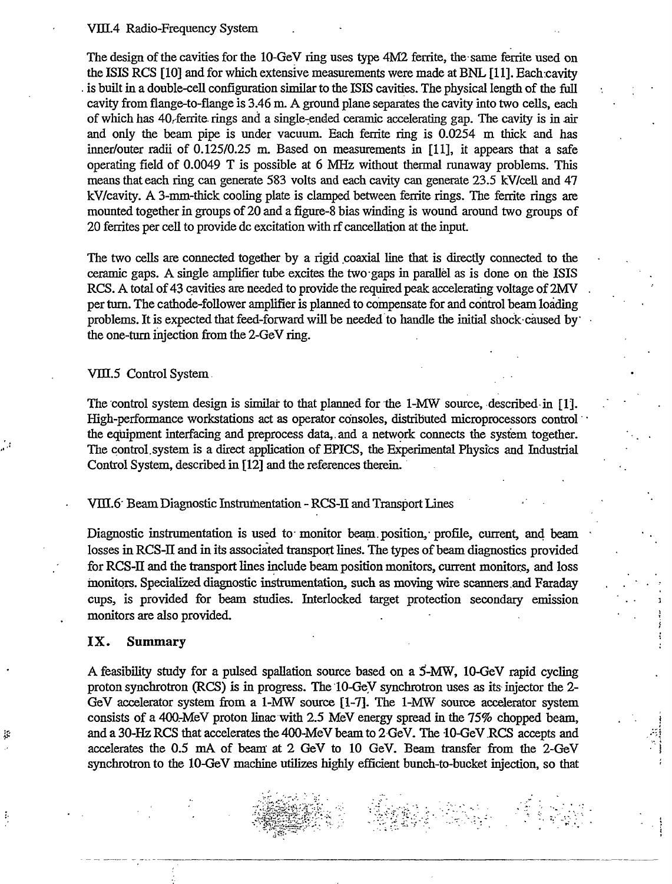### VIII.4 Radio-Frequency System

The design of the cavities for the 10-GeV ring uses type 4M2 ferrite, the same ferrite used on the ISIS RCS [10] and for which extensive measurements were made at BNL [11]. Each cavity is built in a double-cell configuration similar to the ISIS cavities. The physical length of the full cavity from flange-to-flange is 3.46 m. A ground plane separates the cavity into two cells, each of which has 40 ferrite rings and a single-ended ceramic accelerating gap. The cavity is in air and only the beam pipe is under vacuum. Each ferrite ring is 0.0254 m thick and has inner/outer radii of 0.125/0.25 m. Based on measurements in [11], it appears that a safe operating field of 0.0049 T is possible at 6 MHz without thermal runaway problems. This means that each ring can generate 583 volts and each cavity can generate 23.5 kV/cell and 47 kV/cavity. A 3-mm-thick cooling plate is clamped between ferrite rings. The ferrite rings are mounted together in groups of 20 and a figure-8 bias winding is wound around two groups of 20 ferrites per cell to provide dc excitation with rf cancellation at the input.

The two cells are connected together by a rigid coaxial line that is directly connected to the ceramic gaps. A single amplifier tube excites the two gaps in parallel as is done on the ISIS RCS. A total of 43 cavities are needed to provide the required peak accelerating voltage of 2MV per turn. The cathode-follower amplifier is planned to compensate for and control beam loading problems. It is expected that feed-forward will be needed to handle the initial shock caused by the one-turn injection from the 2-GeV ring.

### VIII.5 Control System

The control system design is similar to that planned for the 1-MW source, described in [1]. High-performance workstations act as operator consoles, distributed microprocessors control the equipment interfacing and preprocess data, and a network connects the system together. The control system is a direct application of EPICS, the Experimental Physics and Industrial Control System, described in [12] and the references therein.

### VIII.6 Beam Diagnostic Instrumentation - RCS-II and Transport Lines

Diagnostic instrumentation is used to monitor beam position, profile, current, and beam losses in RCS-II and in its associated transport lines. The types of beam diagnostics provided for RCS-II and the transport lines include beam position monitors, current monitors, and loss monitors. Specialized diagnostic instrumentation, such as moving wire scanners and Faraday cups, is provided for beam studies. Interlocked target protection secondary emission monitors are also provided.

## IX. Summary

A feasibility study for a pulsed spallation source based on a 5-MW, 10-GeV rapid cycling proton synchrotron (RCS) is in progress. The 10-GeV synchrotron uses as its injector the 2-GeV accelerator system from a 1-MW source [1-7]. The 1-MW source accelerator system consists of a 400-MeV proton linac with 2.5 MeV energy spread in the 75% chopped beam, and a 30-Hz RCS that accelerates the 400-MeV beam to 2 GeV. The 10-GeV RCS accepts and accelerates the 0.5 mA of beam at 2 GeV to 10 GeV. Beam transfer from the 2-GeV synchrotron to the 10-GeV machine utilizes highly efficient bunch-to-bucket injection, so that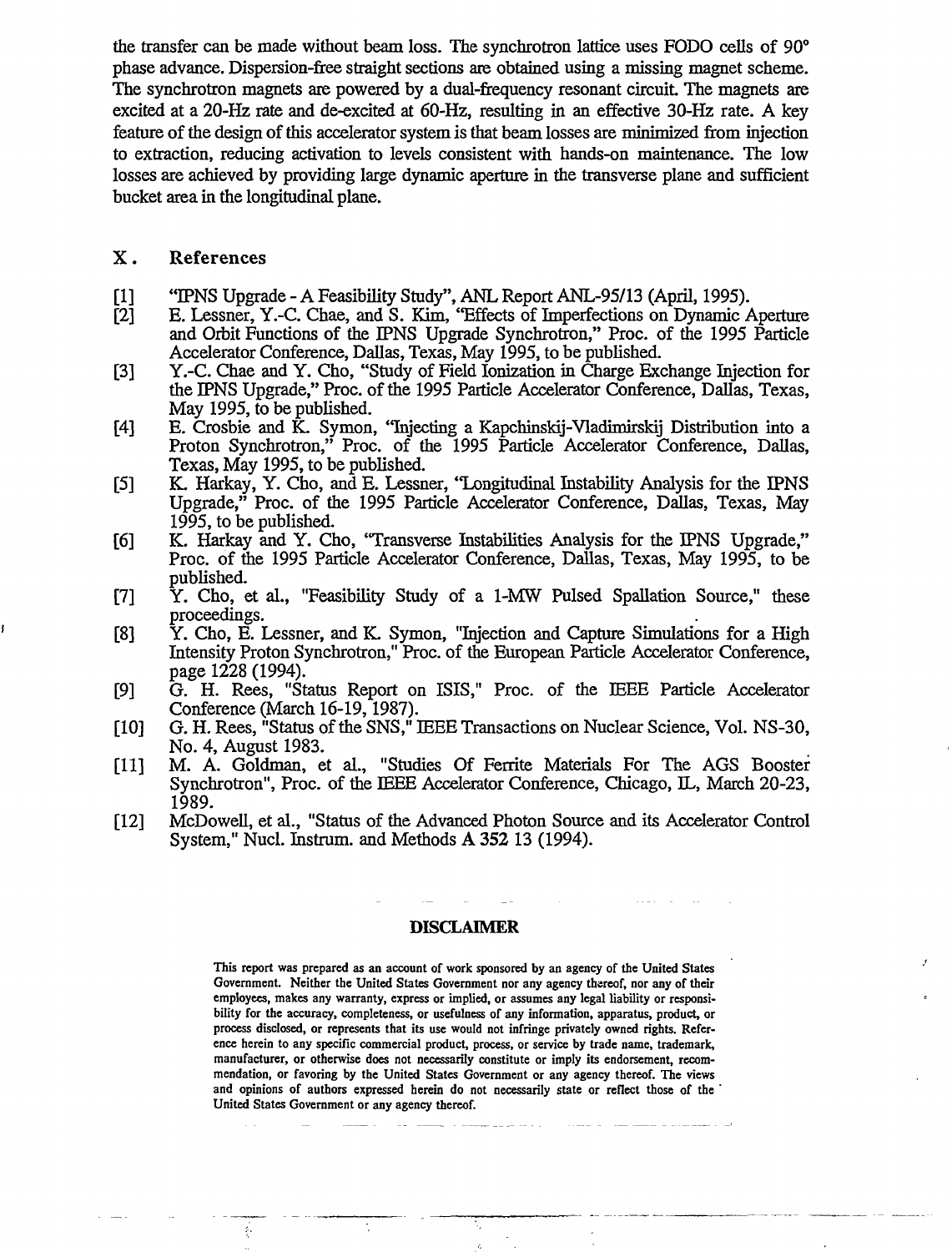the transfer can be made without beam loss. The synchrotron lattice uses FODO cells of 90° phase advance. Dispersion-free straight sections are obtained using a missing magnet scheme. The synchrotron magnets are powered by a dual-frequency resonant circuit. The magnets are excited at a 20-Hz rate and de-excited at 60-Hz, resulting in an effective 30-Hz rate. A key feature of the design of this accelerator system is that beam losses are minimized from injection to extraction, reducing activation to levels consistent with hands-on maintenance. The low losses are achieved by providing large dynamic aperture in the transverse plane and sufficient bucket area in the longitudinal plane.

## X. References

[1] "IPNS Upgrade - A Feasibility Study", ANL Report ANL-95/13 (April, 1995).

[2] E. Lessner, Y.-C. Chae, and S. Kim, "Effects of Imperfections on Dynamic Aperture and Orbit Functions of the IPNS Upgrade Synchrotron," Proc. of the 1995 Particle Accelerator Conference, Dallas, Texas, May 1995, to be published.

[3] Y.-C. Chae and Y. Cho, "Study of Field Ionization in Charge Exchange Injection for the IPNS Upgrade," Proc. of the 1995 Particle Accelerator Conference, Dallas, Texas, May 1995, to be published.

[4] E. Crosbie and K. Symon, "Injecting a Kapchinskij-Vladimirskij Distribution into a Proton Synchrotron," Proc. of the 1995 Particle Accelerator Conference, Dallas, Texas, May 1995, to be published.

[5] K. Harkay, Y. Cho, and E. Lessner, "Longitudinal Instability Analysis for the IPNS Upgrade," Proc. of the 1995 Particle Accelerator Conference, Dallas, Texas, May 1995, to be published.

[6] K. Harkay and Y. Cho, "Transverse Instabilities Analysis for the IPNS Upgrade," Proc. of the 1995 Particle Accelerator Conference, Dallas, Texas, May 1995, to be published.

[7] Y. Cho, et al., "Feasibility Study of a 1-MW Pulsed Spallation Source," these proceedings.

[8] Y. Cho, E. Lessner, and K. Symon, "Injection and Capture Simulations for a High Intensity Proton Synchrotron," Proc. of the European Particle Accelerator Conference, page 1228 (1994).

[9] G. H. Rees, "Status Report on ISIS," Proc. of the IEEE Particle Accelerator Conference (March 16-19, 1987).

[10] G. H. Rees, "Status of the SNS," IEEE Transactions on Nuclear Science, Vol. NS-30, No. 4, August 1983.

[11] M. A. Goldman, et al., "Studies Of Ferrite Materials For The AGS Booster Synchrotron", Proc. of the IEEE Accelerator Conference, Chicago, IL, March 20-23, 1989.

[12] McDowell, et al., "Status of the Advanced Photon Source and its Accelerator Control System," Nucl. Instrum. and Methods A **352** 13 (1994).

**DISCLAIMER**

This report was prepared as an account of work sponsored by an agency of the United States Government. Neither the United States Government nor any agency thereof, nor any of their employees, makes any warranty, express or implied, or assumes any legal liability or responsibility for the accuracy, completeness, or usefulness of any information, apparatus, product, or process disclosed, or represents that its use would not infringe privately owned rights. Reference herein to any specific commercial product, process, or service by trade name, trademark, manufacturer, or otherwise does not necessarily constitute or imply its endorsement, recommendation, or favoring by the United States Government or any agency thereof. The views and opinions of authors expressed herein do not necessarily state or reflect those of the United States Government or any agency thereof.